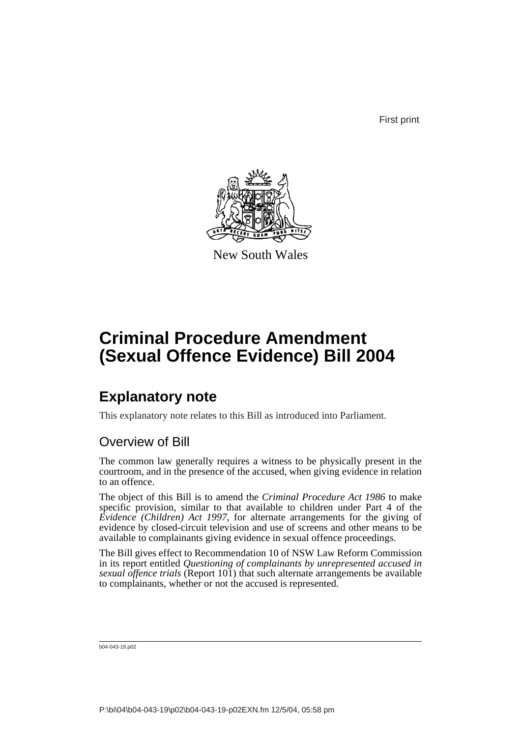First print

New South Wales

# Criminal Procedure Amendment (Sexual Offence Evidence) Bill 2004

## Explanatory note

This explanatory note relates to this Bill as introduced into Parliament.

### Overview of Bill

The common law generally requires a witness to be physically present in the courtroom, and in the presence of the accused, when giving evidence in relation to an offence.

The object of this Bill is to amend the *Criminal Procedure Act 1986* to make specific provision, similar to that available to children under Part 4 of the *Evidence (Children) Act 1997*, for alternate arrangements for the giving of evidence by closed-circuit television and use of screens and other means to be available to complainants giving evidence in sexual offence proceedings.

The Bill gives effect to Recommendation 10 of NSW Law Reform Commission in its report entitled *Questioning of complainants by unrepresented accused in sexual offence trials* (Report 101) that such alternate arrangements be available to complainants, whether or not the accused is represented.

b04-043-19.p02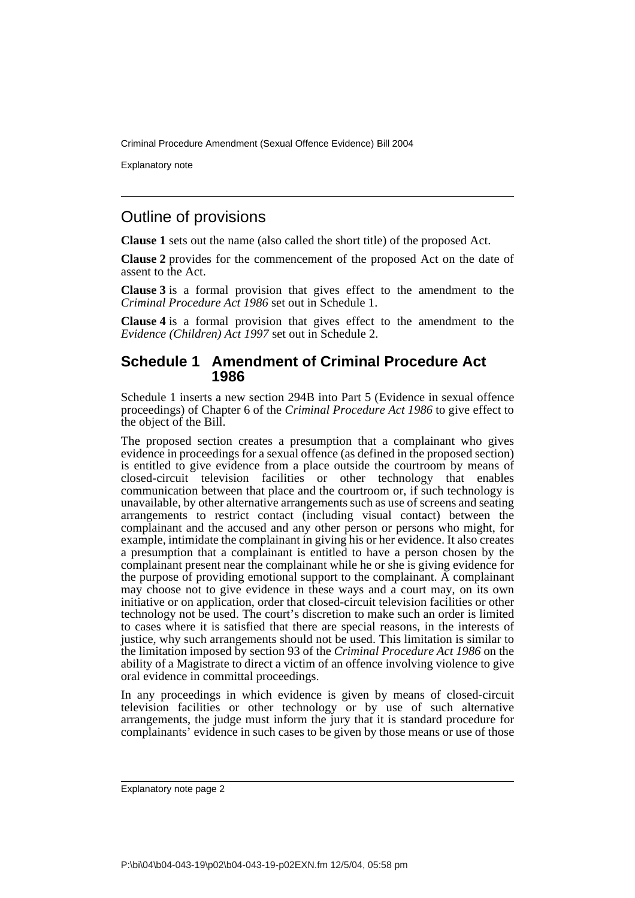## Outline of provisions

**Clause 1** sets out the name (also called the short title) of the proposed Act.

**Clause 2** provides for the commencement of the proposed Act on the date of assent to the Act.

**Clause 3** is a formal provision that gives effect to the amendment to the *Criminal Procedure Act 1986* set out in Schedule 1.

**Clause 4** is a formal provision that gives effect to the amendment to the *Evidence (Children) Act 1997* set out in Schedule 2.

### Schedule 1 Amendment of Criminal Procedure Act 1986

Schedule 1 inserts a new section 294B into Part 5 (Evidence in sexual offence proceedings) of Chapter 6 of the *Criminal Procedure Act 1986* to give effect to the object of the Bill.

The proposed section creates a presumption that a complainant who gives evidence in proceedings for a sexual offence (as defined in the proposed section) is entitled to give evidence from a place outside the courtroom by means of closed-circuit television facilities or other technology that enables communication between that place and the courtroom or, if such technology is unavailable, by other alternative arrangements such as use of screens and seating arrangements to restrict contact (including visual contact) between the complainant and the accused and any other person or persons who might, for example, intimidate the complainant in giving his or her evidence. It also creates a presumption that a complainant is entitled to have a person chosen by the complainant present near the complainant while he or she is giving evidence for the purpose of providing emotional support to the complainant. A complainant may choose not to give evidence in these ways and a court may, on its own initiative or on application, order that closed-circuit television facilities or other technology not be used. The court's discretion to make such an order is limited to cases where it is satisfied that there are special reasons, in the interests of justice, why such arrangements should not be used. This limitation is similar to the limitation imposed by section 93 of the *Criminal Procedure Act 1986* on the ability of a Magistrate to direct a victim of an offence involving violence to give oral evidence in committal proceedings.

In any proceedings in which evidence is given by means of closed-circuit television facilities or other technology or by use of such alternative arrangements, the judge must inform the jury that it is standard procedure for complainants' evidence in such cases to be given by those means or use of those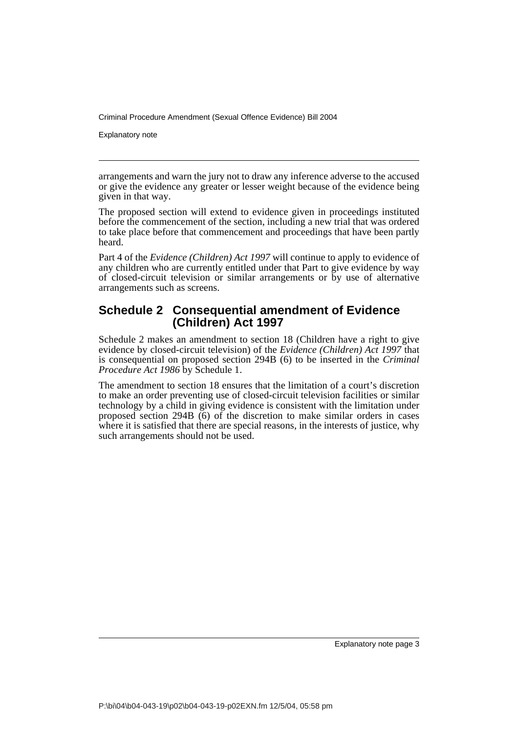arrangements and warn the jury not to draw any inference adverse to the accused or give the evidence any greater or lesser weight because of the evidence being given in that way.

The proposed section will extend to evidence given in proceedings instituted before the commencement of the section, including a new trial that was ordered to take place before that commencement and proceedings that have been partly heard.

Part 4 of the *Evidence (Children) Act 1997* will continue to apply to evidence of any children who are currently entitled under that Part to give evidence by way of closed-circuit television or similar arrangements or by use of alternative arrangements such as screens.

## Schedule 2 Consequential amendment of Evidence (Children) Act 1997

Schedule 2 makes an amendment to section 18 (Children have a right to give evidence by closed-circuit television) of the *Evidence (Children) Act 1997* that is consequential on proposed section 294B (6) to be inserted in the *Criminal Procedure Act 1986* by Schedule 1.

The amendment to section 18 ensures that the limitation of a court's discretion to make an order preventing use of closed-circuit television facilities or similar technology by a child in giving evidence is consistent with the limitation under proposed section 294B (6) of the discretion to make similar orders in cases where it is satisfied that there are special reasons, in the interests of justice, why such arrangements should not be used.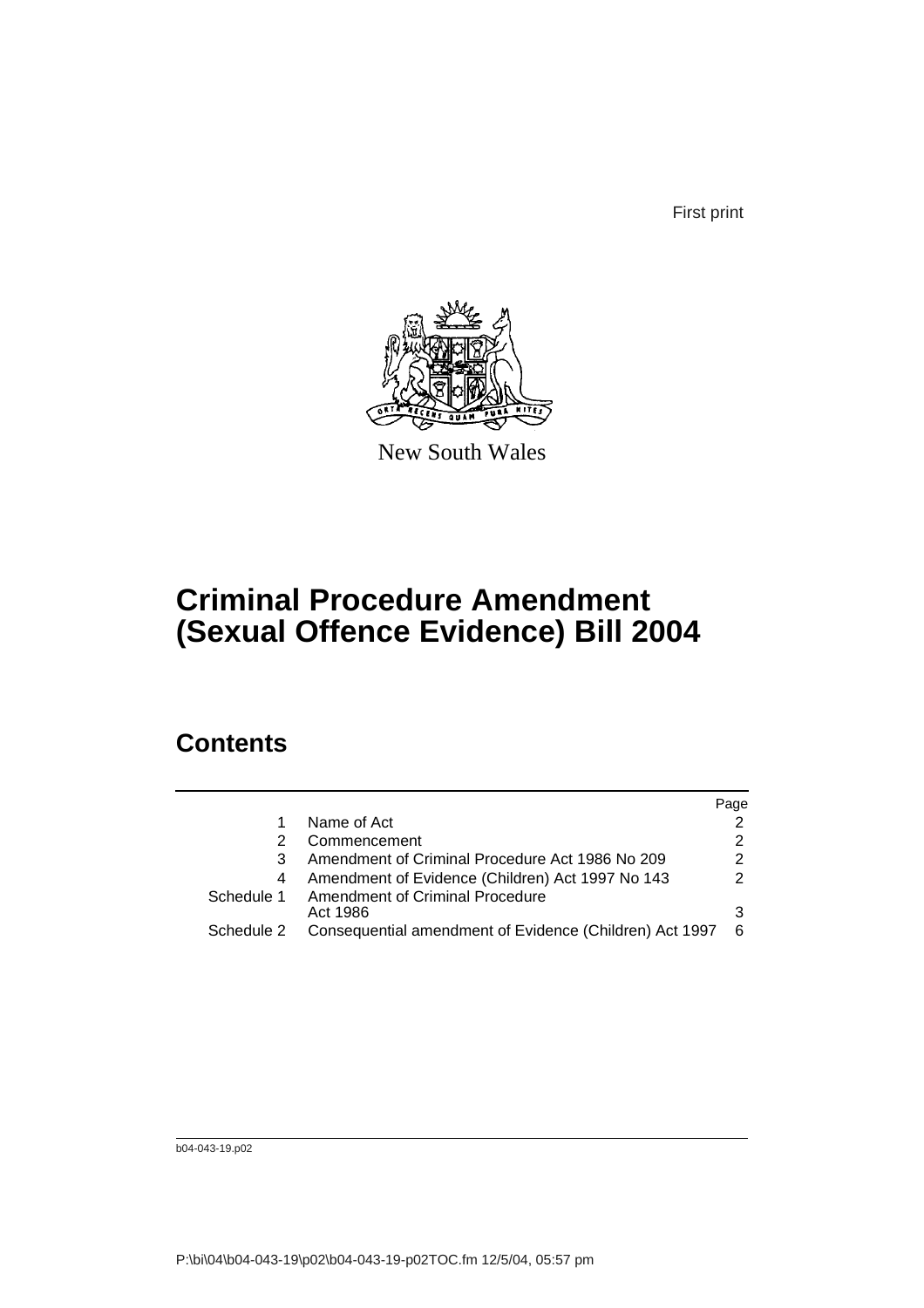First print

New South Wales

# Criminal Procedure Amendment (Sexual Offence Evidence) Bill 2004

## Contents

| | | Page |
|---|---|---|
| 1 | Name of Act | 2 |
| 2 | Commencement | 2 |
| 3 | Amendment of Criminal Procedure Act 1986 No 209 | 2 |
| 4 | Amendment of Evidence (Children) Act 1997 No 143 | 2 |
| Schedule 1 | Amendment of Criminal Procedure Act 1986 | 3 |
| Schedule 2 | Consequential amendment of Evidence (Children) Act 1997 | 6 |

b04-043-19.p02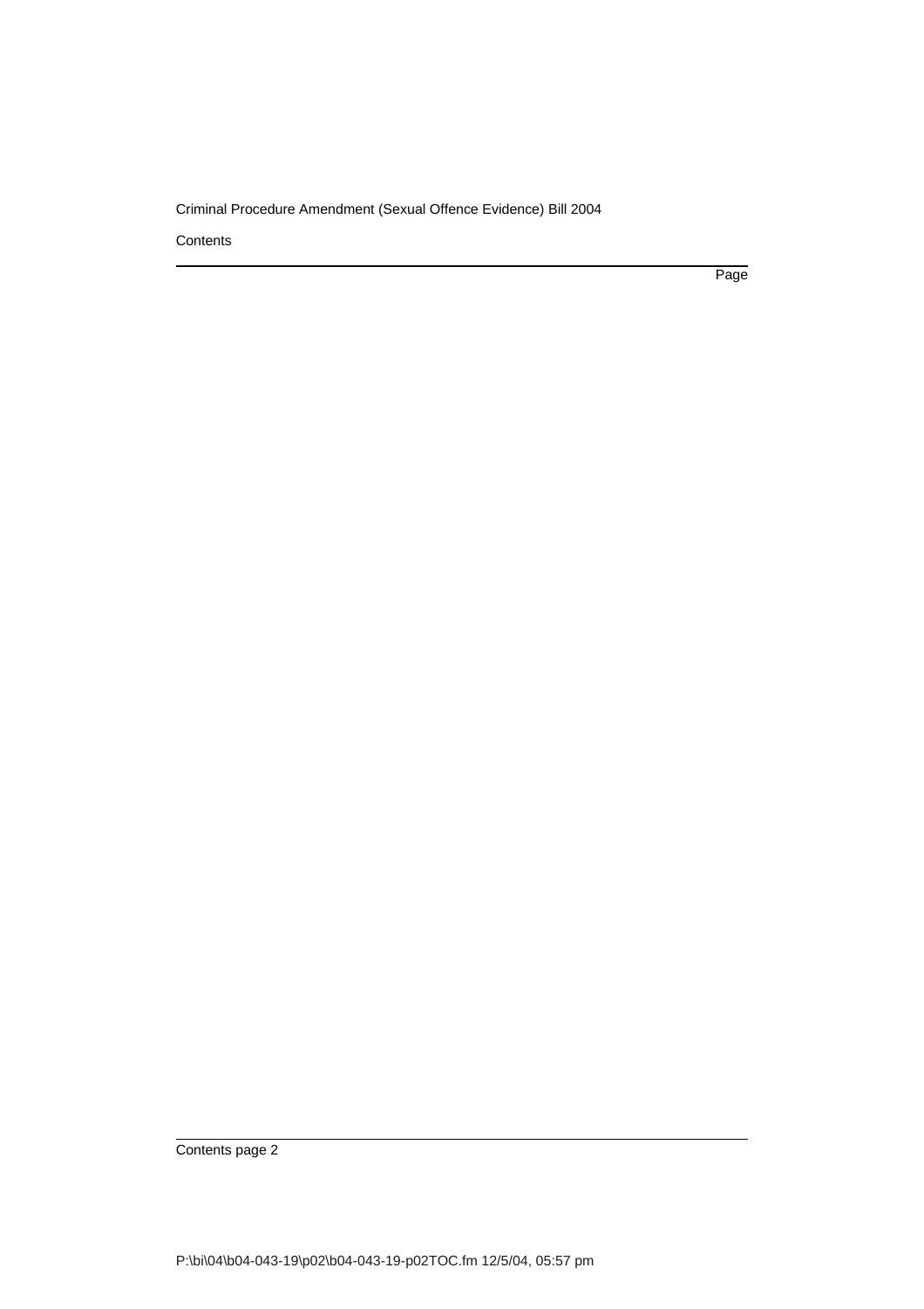Contents

Page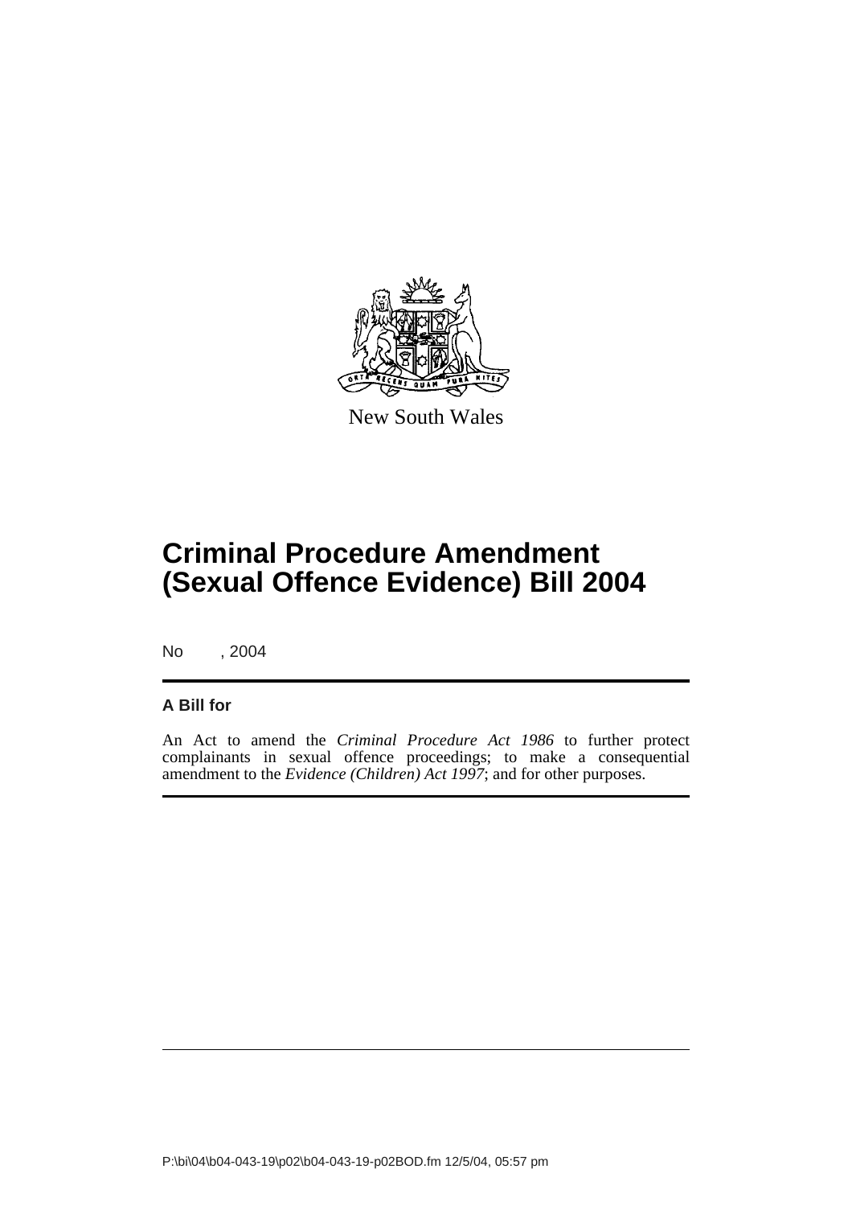New South Wales

# Criminal Procedure Amendment (Sexual Offence Evidence) Bill 2004

No , 2004

**A Bill for**

An Act to amend the *Criminal Procedure Act 1986* to further protect complainants in sexual offence proceedings; to make a consequential amendment to the *Evidence (Children) Act 1997*; and for other purposes.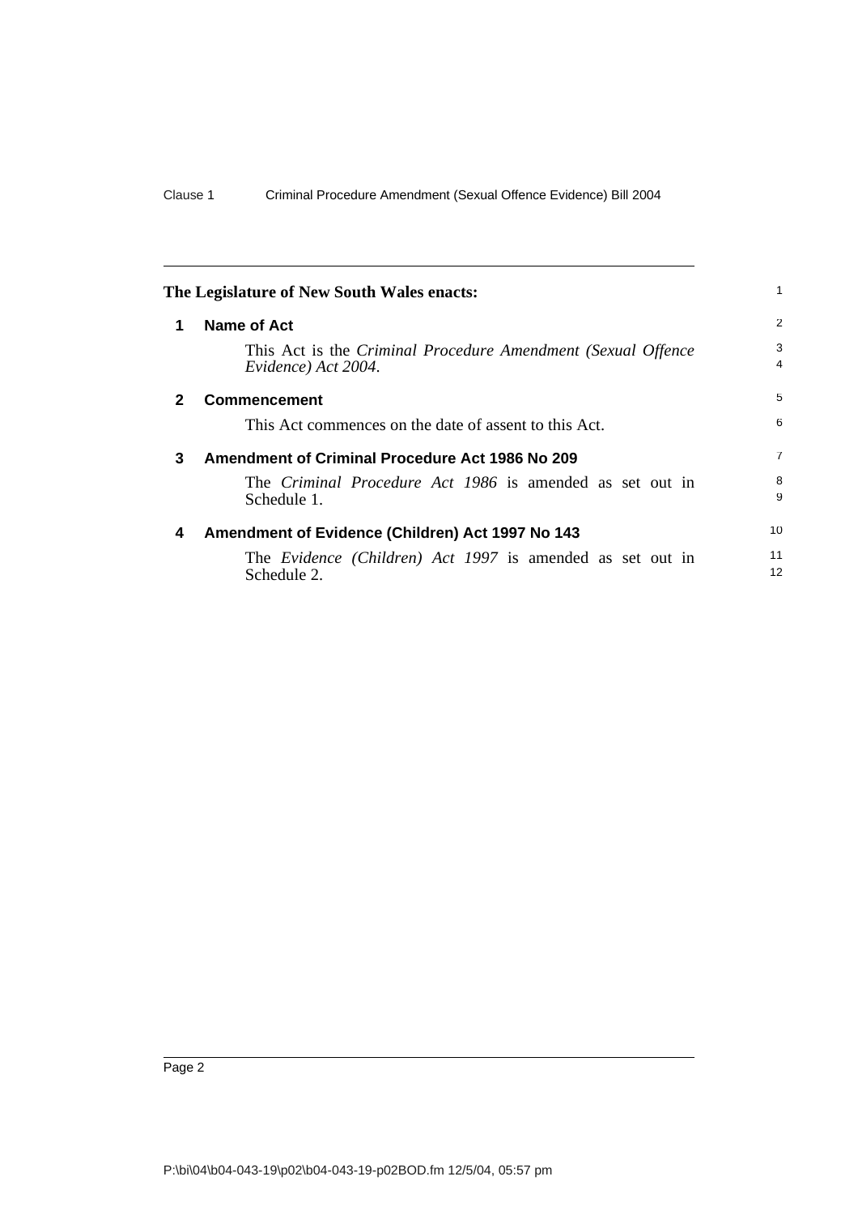The Legislature of New South Wales enacts:

## 1 Name of Act

This Act is the *Criminal Procedure Amendment (Sexual Offence Evidence) Act 2004*.

## 2 Commencement

This Act commences on the date of assent to this Act.

## 3 Amendment of Criminal Procedure Act 1986 No 209

The *Criminal Procedure Act 1986* is amended as set out in Schedule 1.

## 4 Amendment of Evidence (Children) Act 1997 No 143

The *Evidence (Children) Act 1997* is amended as set out in Schedule 2.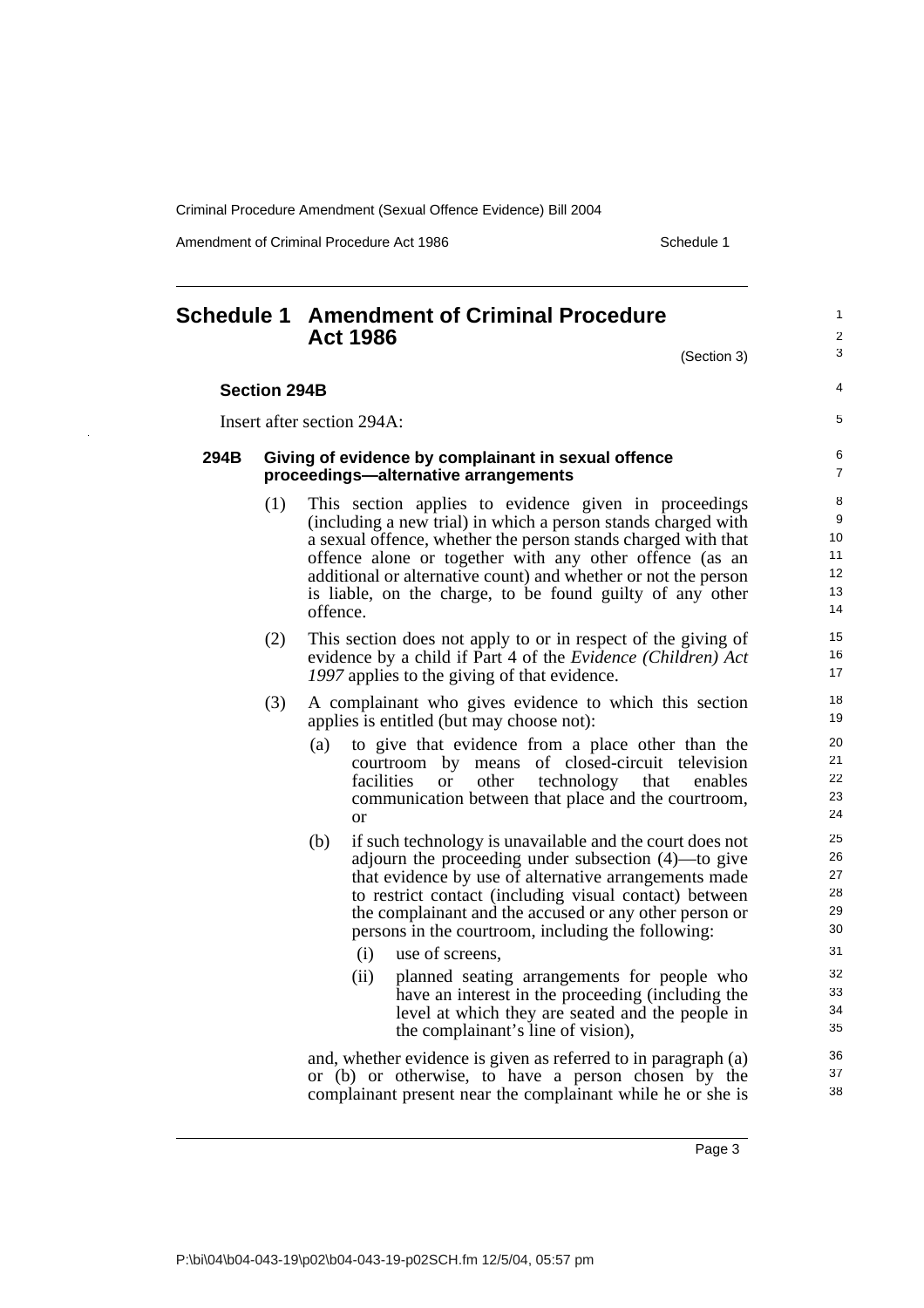# Schedule 1 Amendment of Criminal Procedure Act 1986

(Section 3)

**Section 294B**

Insert after section 294A:

**294B Giving of evidence by complainant in sexual offence proceedings—alternative arrangements**

(1) This section applies to evidence given in proceedings (including a new trial) in which a person stands charged with a sexual offence, whether the person stands charged with that offence alone or together with any other offence (as an additional or alternative count) and whether or not the person is liable, on the charge, to be found guilty of any other offence.

(2) This section does not apply to or in respect of the giving of evidence by a child if Part 4 of the *Evidence (Children) Act 1997* applies to the giving of that evidence.

(3) A complainant who gives evidence to which this section applies is entitled (but may choose not):

(a) to give that evidence from a place other than the courtroom by means of closed-circuit television facilities or other technology that enables communication between that place and the courtroom, or

(b) if such technology is unavailable and the court does not adjourn the proceeding under subsection (4)—to give that evidence by use of alternative arrangements made to restrict contact (including visual contact) between the complainant and the accused or any other person or persons in the courtroom, including the following:

(i) use of screens,

(ii) planned seating arrangements for people who have an interest in the proceeding (including the level at which they are seated and the people in the complainant's line of vision),

and, whether evidence is given as referred to in paragraph (a) or (b) or otherwise, to have a person chosen by the complainant present near the complainant while he or she is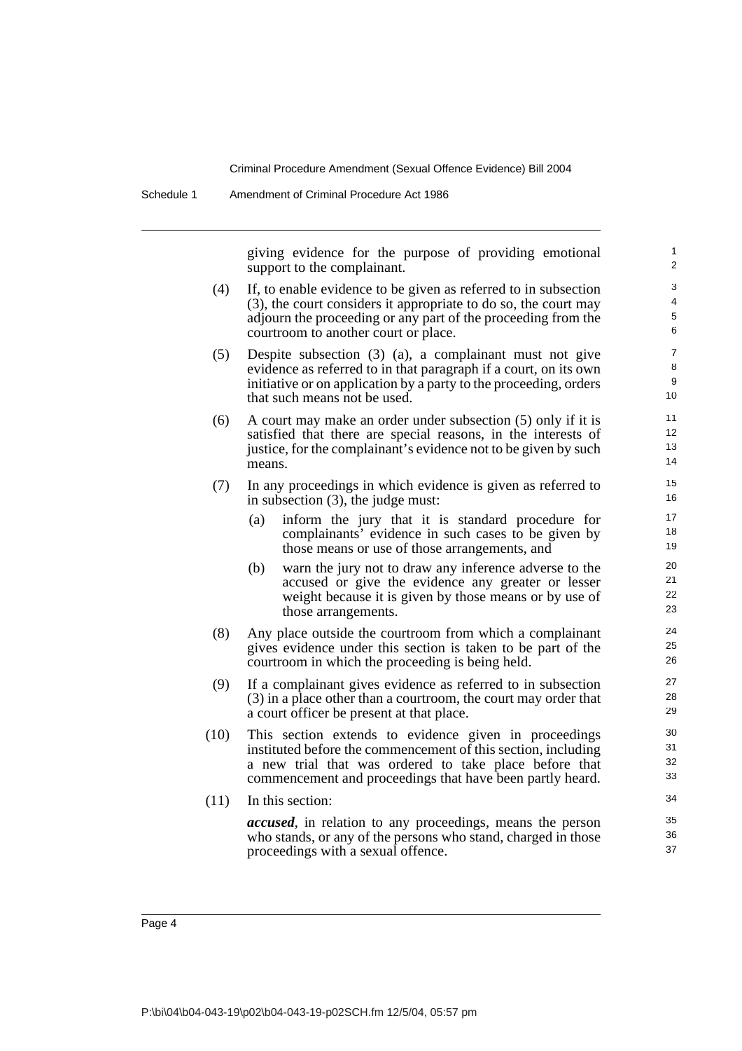giving evidence for the purpose of providing emotional support to the complainant.

(4) If, to enable evidence to be given as referred to in subsection (3), the court considers it appropriate to do so, the court may adjourn the proceeding or any part of the proceeding from the courtroom to another court or place.

(5) Despite subsection (3) (a), a complainant must not give evidence as referred to in that paragraph if a court, on its own initiative or on application by a party to the proceeding, orders that such means not be used.

(6) A court may make an order under subsection (5) only if it is satisfied that there are special reasons, in the interests of justice, for the complainant's evidence not to be given by such means.

(7) In any proceedings in which evidence is given as referred to in subsection (3), the judge must:

(a) inform the jury that it is standard procedure for complainants' evidence in such cases to be given by those means or use of those arrangements, and

(b) warn the jury not to draw any inference adverse to the accused or give the evidence any greater or lesser weight because it is given by those means or by use of those arrangements.

(8) Any place outside the courtroom from which a complainant gives evidence under this section is taken to be part of the courtroom in which the proceeding is being held.

(9) If a complainant gives evidence as referred to in subsection (3) in a place other than a courtroom, the court may order that a court officer be present at that place.

(10) This section extends to evidence given in proceedings instituted before the commencement of this section, including a new trial that was ordered to take place before that commencement and proceedings that have been partly heard.

(11) In this section:

***accused***, in relation to any proceedings, means the person who stands, or any of the persons who stand, charged in those proceedings with a sexual offence.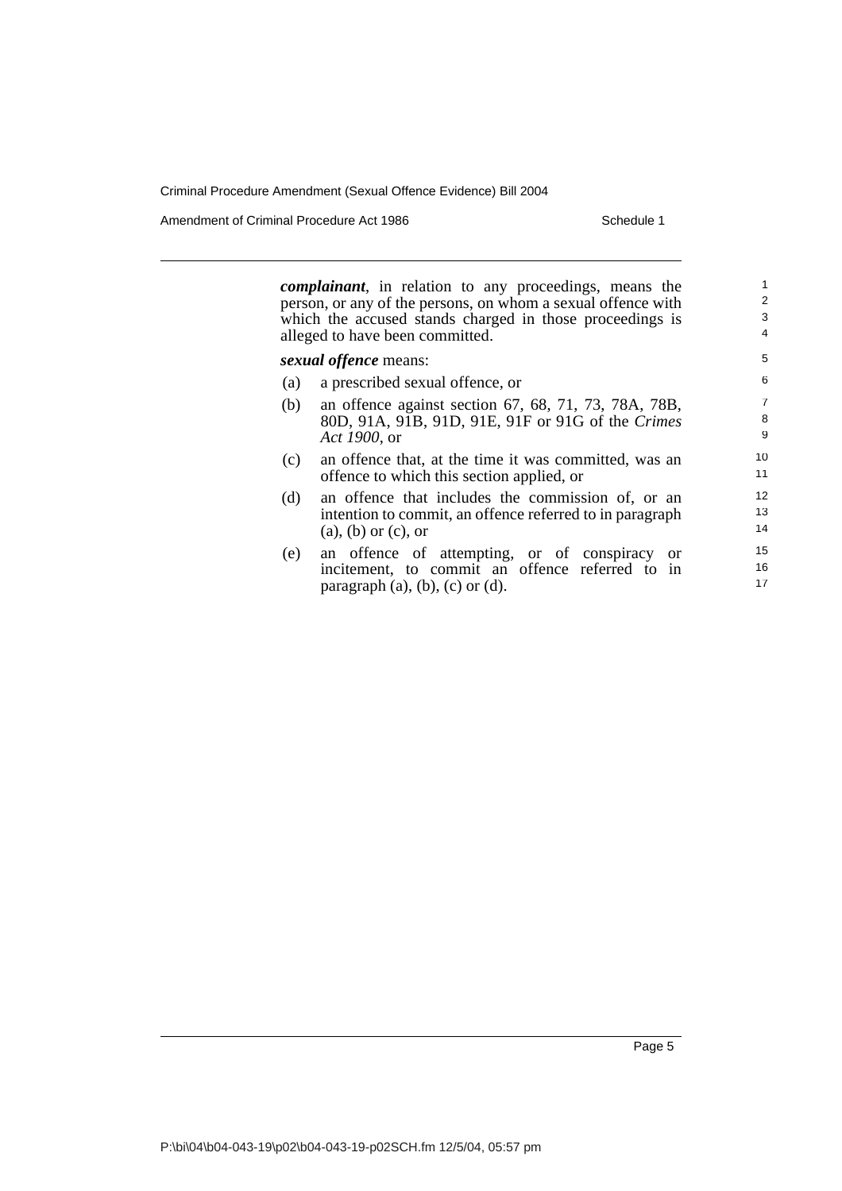***complainant***, in relation to any proceedings, means the person, or any of the persons, on whom a sexual offence with which the accused stands charged in those proceedings is alleged to have been committed.

***sexual offence*** means:

(a) a prescribed sexual offence, or

(b) an offence against section 67, 68, 71, 73, 78A, 78B, 80D, 91A, 91B, 91D, 91E, 91F or 91G of the *Crimes Act 1900*, or

(c) an offence that, at the time it was committed, was an offence to which this section applied, or

(d) an offence that includes the commission of, or an intention to commit, an offence referred to in paragraph (a), (b) or (c), or

(e) an offence of attempting, or of conspiracy or incitement, to commit an offence referred to in paragraph (a), (b), (c) or (d).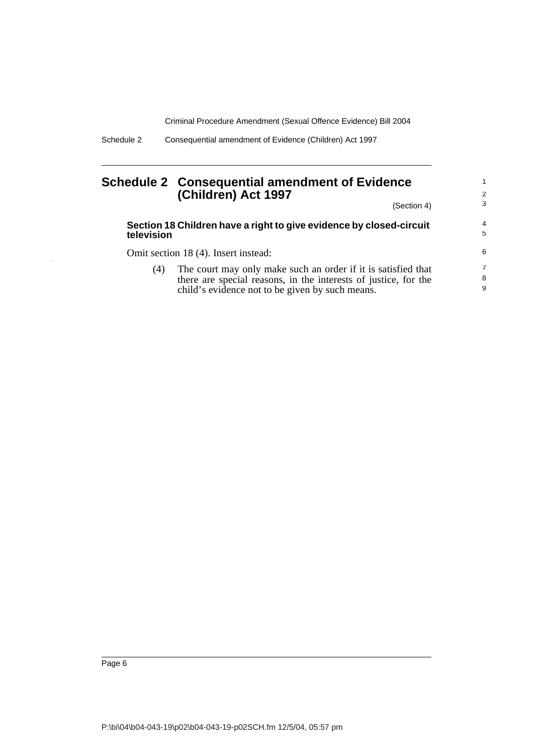# Schedule 2 Consequential amendment of Evidence (Children) Act 1997

(Section 4)

### Section 18 Children have a right to give evidence by closed-circuit television

Omit section 18 (4). Insert instead:

(4) The court may only make such an order if it is satisfied that there are special reasons, in the interests of justice, for the child's evidence not to be given by such means.